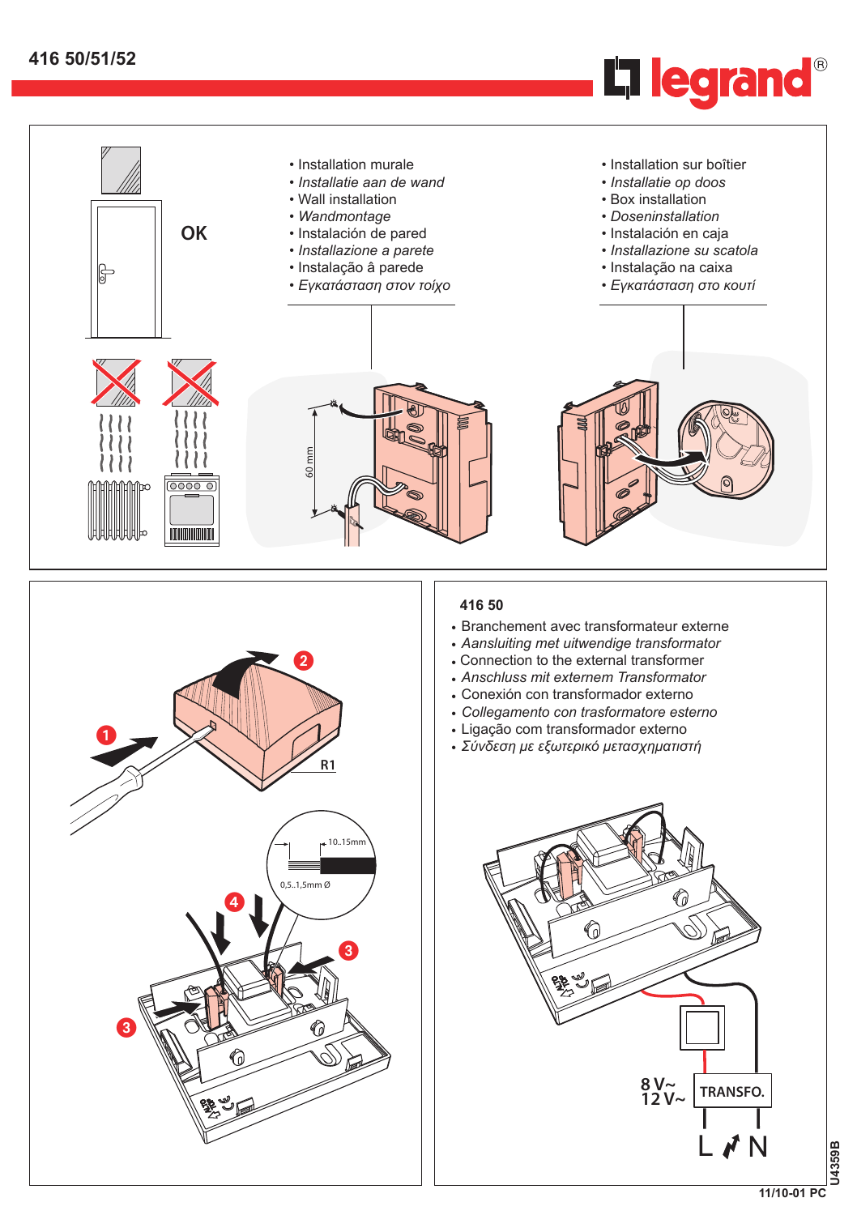# 416 50/51/52

legrand®

- Installation murale
- *Installatie aan de wand*
- Wall installation
- *Wandmontage*
- Instalación de pared
- *Installazione a parete*
- Instalação â parede
- *Εγκατάσταση στον τοίχο*

- Installation sur boîtier
- *Installatie op doos*
- Box installation
- *Doseninstallation*
- Instalación en caja
- *Installazione su scatola*
- Instalação na caixa
- *Εγκατάσταση στο κουτί*

OK

60 mm

R1

10..15mm

0,5..1,5mm Ø

## 416 50

- Branchement avec transformateur externe
- *Aansluiting met uitwendige transformator*
- Connection to the external transformer
- *Anschluss mit externem Transformator*
- Conexión con transformador externo
- *Collegamento con trasformatore esterno*
- Ligação com transformador externo
- *Σύνδεση με εξωτερικό μετασχηματιστή*

8 V~
12 V~

TRANSFO.

L N

U4359B

11/10-01 PC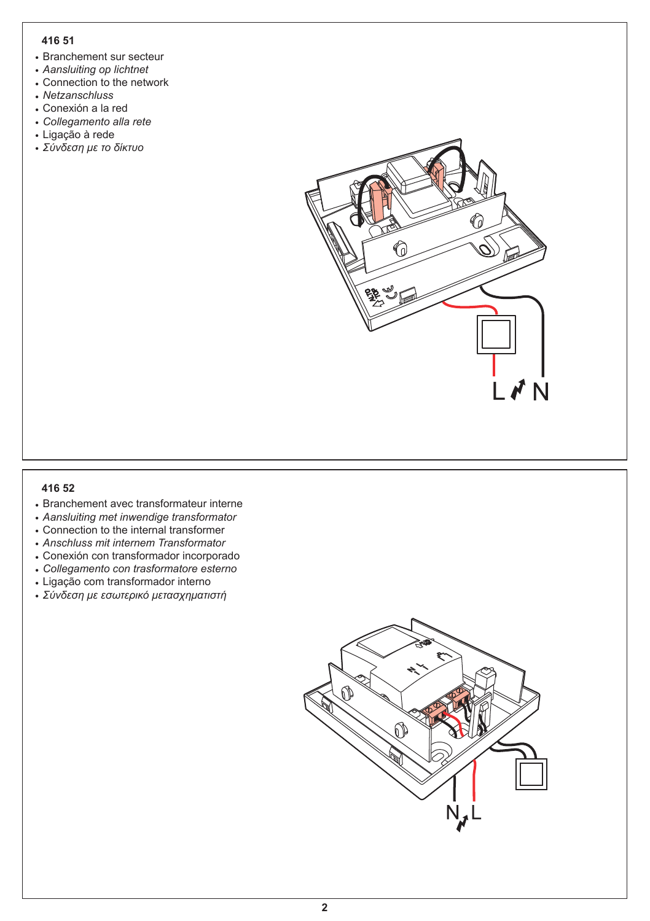**416 51**

- Branchement sur secteur
- *Aansluiting op lichtnet*
- Connection to the network
- *Netzanschluss*
- Conexión a la red
- *Collegamento alla rete*
- Ligação à rede
- *Σύνδεση με το δίκτυο*

L N

**416 52**

- Branchement avec transformateur interne
- *Aansluiting met inwendige transformator*
- Connection to the internal transformer
- *Anschluss mit internem Transformator*
- Conexión con transformador incorporado
- *Collegamento con trasformatore esterno*
- Ligação com transformador interno
- *Σύνδεση με εσωτερικό μετασχηματιστή*

N L